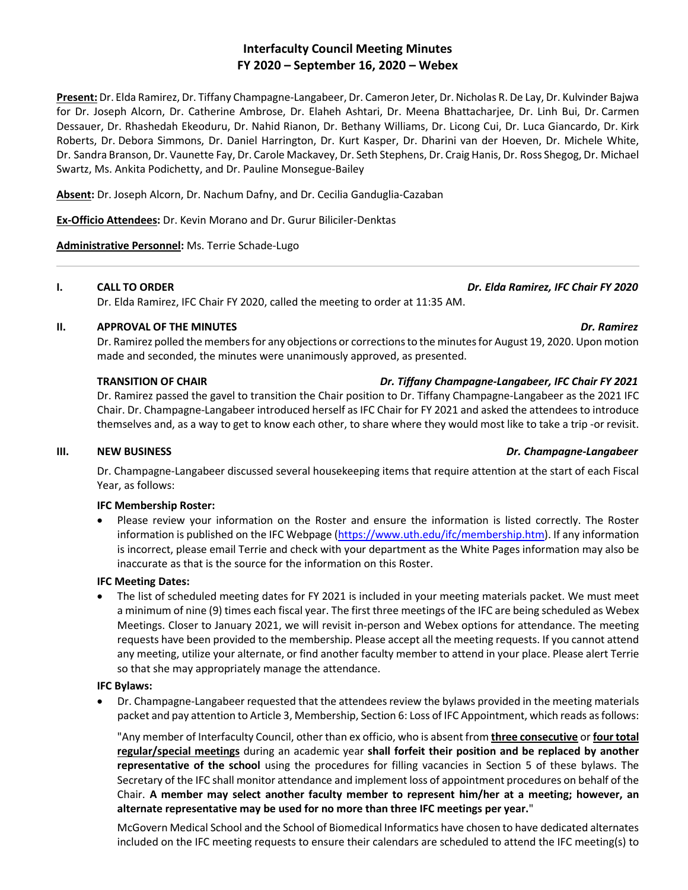# Interfaculty Council Meeting Minutes
## FY 2020 – September 16, 2020 – Webex

**Present:** Dr. Elda Ramirez, Dr. Tiffany Champagne-Langabeer, Dr. Cameron Jeter, Dr. Nicholas R. De Lay, Dr. Kulvinder Bajwa for Dr. Joseph Alcorn, Dr. Catherine Ambrose, Dr. Elaheh Ashtari, Dr. Meena Bhattacharjee, Dr. Linh Bui, Dr. Carmen Dessauer, Dr. Rhashedah Ekeoduru, Dr. Nahid Rianon, Dr. Bethany Williams, Dr. Licong Cui, Dr. Luca Giancardo, Dr. Kirk Roberts, Dr. Debora Simmons, Dr. Daniel Harrington, Dr. Kurt Kasper, Dr. Dharini van der Hoeven, Dr. Michele White, Dr. Sandra Branson, Dr. Vaunette Fay, Dr. Carole Mackavey, Dr. Seth Stephens, Dr. Craig Hanis, Dr. Ross Shegog, Dr. Michael Swartz, Ms. Ankita Podichetty, and Dr. Pauline Monsegue-Bailey

**Absent:** Dr. Joseph Alcorn, Dr. Nachum Dafny, and Dr. Cecilia Ganduglia-Cazaban

**Ex-Officio Attendees:** Dr. Kevin Morano and Dr. Gurur Biliciler-Denktas

**Administrative Personnel:** Ms. Terrie Schade-Lugo

---

**I. CALL TO ORDER** — *Dr. Elda Ramirez, IFC Chair FY 2020*

Dr. Elda Ramirez, IFC Chair FY 2020, called the meeting to order at 11:35 AM.

**II. APPROVAL OF THE MINUTES** — *Dr. Ramirez*

Dr. Ramirez polled the members for any objections or corrections to the minutes for August 19, 2020. Upon motion made and seconded, the minutes were unanimously approved, as presented.

**TRANSITION OF CHAIR** — *Dr. Tiffany Champagne-Langabeer, IFC Chair FY 2021*

Dr. Ramirez passed the gavel to transition the Chair position to Dr. Tiffany Champagne-Langabeer as the 2021 IFC Chair. Dr. Champagne-Langabeer introduced herself as IFC Chair for FY 2021 and asked the attendees to introduce themselves and, as a way to get to know each other, to share where they would most like to take a trip -or revisit.

**III. NEW BUSINESS** — *Dr. Champagne-Langabeer*

Dr. Champagne-Langabeer discussed several housekeeping items that require attention at the start of each Fiscal Year, as follows:

**IFC Membership Roster:**

- Please review your information on the Roster and ensure the information is listed correctly. The Roster information is published on the IFC Webpage (https://www.uth.edu/ifc/membership.htm). If any information is incorrect, please email Terrie and check with your department as the White Pages information may also be inaccurate as that is the source for the information on this Roster.

**IFC Meeting Dates:**

- The list of scheduled meeting dates for FY 2021 is included in your meeting materials packet. We must meet a minimum of nine (9) times each fiscal year. The first three meetings of the IFC are being scheduled as Webex Meetings. Closer to January 2021, we will revisit in-person and Webex options for attendance. The meeting requests have been provided to the membership. Please accept all the meeting requests. If you cannot attend any meeting, utilize your alternate, or find another faculty member to attend in your place. Please alert Terrie so that she may appropriately manage the attendance.

**IFC Bylaws:**

- Dr. Champagne-Langabeer requested that the attendees review the bylaws provided in the meeting materials packet and pay attention to Article 3, Membership, Section 6: Loss of IFC Appointment, which reads as follows:

  "Any member of Interfaculty Council, other than ex officio, who is absent from **<u>three consecutive</u>** or **<u>four total regular/special meetings</u>** during an academic year **shall forfeit their position and be replaced by another representative of the school** using the procedures for filling vacancies in Section 5 of these bylaws. The Secretary of the IFC shall monitor attendance and implement loss of appointment procedures on behalf of the Chair. **A member may select another faculty member to represent him/her at a meeting; however, an alternate representative may be used for no more than three IFC meetings per year.**"

  McGovern Medical School and the School of Biomedical Informatics have chosen to have dedicated alternates included on the IFC meeting requests to ensure their calendars are scheduled to attend the IFC meeting(s) to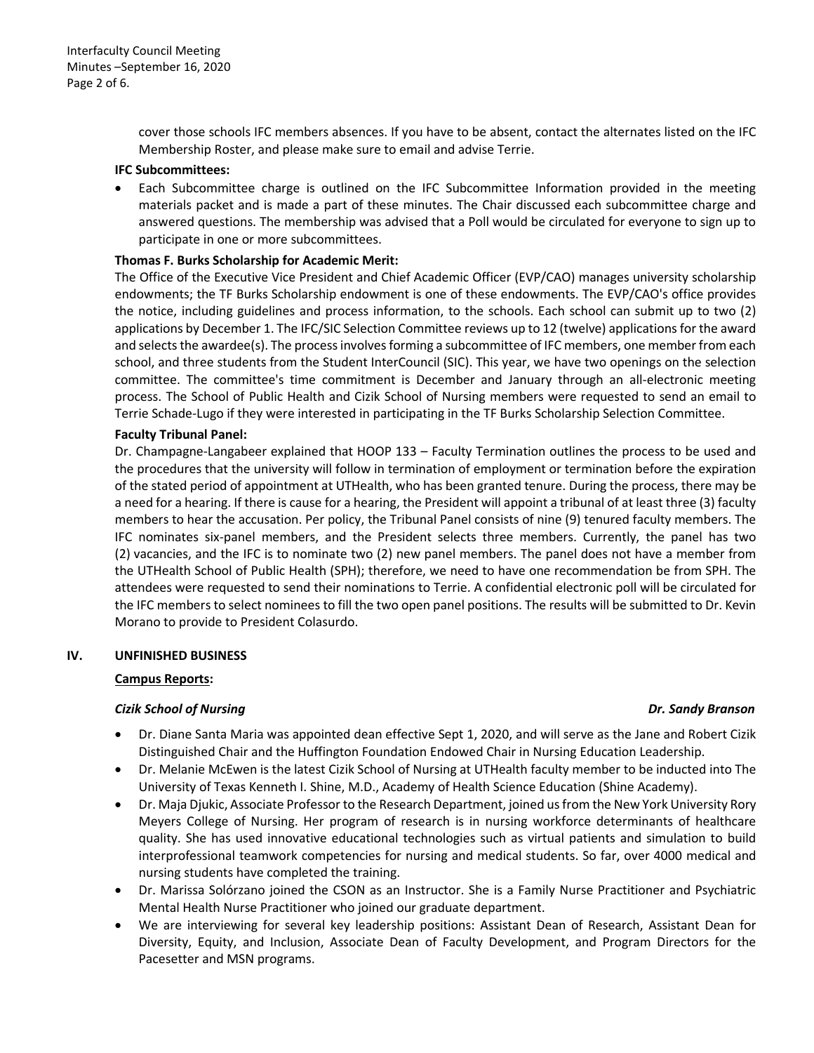cover those schools IFC members absences. If you have to be absent, contact the alternates listed on the IFC Membership Roster, and please make sure to email and advise Terrie.

**IFC Subcommittees:**

- Each Subcommittee charge is outlined on the IFC Subcommittee Information provided in the meeting materials packet and is made a part of these minutes. The Chair discussed each subcommittee charge and answered questions. The membership was advised that a Poll would be circulated for everyone to sign up to participate in one or more subcommittees.

**Thomas F. Burks Scholarship for Academic Merit:**

The Office of the Executive Vice President and Chief Academic Officer (EVP/CAO) manages university scholarship endowments; the TF Burks Scholarship endowment is one of these endowments. The EVP/CAO's office provides the notice, including guidelines and process information, to the schools. Each school can submit up to two (2) applications by December 1. The IFC/SIC Selection Committee reviews up to 12 (twelve) applications for the award and selects the awardee(s). The process involves forming a subcommittee of IFC members, one member from each school, and three students from the Student InterCouncil (SIC). This year, we have two openings on the selection committee. The committee's time commitment is December and January through an all-electronic meeting process. The School of Public Health and Cizik School of Nursing members were requested to send an email to Terrie Schade-Lugo if they were interested in participating in the TF Burks Scholarship Selection Committee.

**Faculty Tribunal Panel:**

Dr. Champagne-Langabeer explained that HOOP 133 – Faculty Termination outlines the process to be used and the procedures that the university will follow in termination of employment or termination before the expiration of the stated period of appointment at UTHealth, who has been granted tenure. During the process, there may be a need for a hearing. If there is cause for a hearing, the President will appoint a tribunal of at least three (3) faculty members to hear the accusation. Per policy, the Tribunal Panel consists of nine (9) tenured faculty members. The IFC nominates six-panel members, and the President selects three members. Currently, the panel has two (2) vacancies, and the IFC is to nominate two (2) new panel members. The panel does not have a member from the UTHealth School of Public Health (SPH); therefore, we need to have one recommendation be from SPH. The attendees were requested to send their nominations to Terrie. A confidential electronic poll will be circulated for the IFC members to select nominees to fill the two open panel positions. The results will be submitted to Dr. Kevin Morano to provide to President Colasurdo.

## IV. UNFINISHED BUSINESS

**Campus Reports:**

***Cizik School of Nursing*** — ***Dr. Sandy Branson***

- Dr. Diane Santa Maria was appointed dean effective Sept 1, 2020, and will serve as the Jane and Robert Cizik Distinguished Chair and the Huffington Foundation Endowed Chair in Nursing Education Leadership.
- Dr. Melanie McEwen is the latest Cizik School of Nursing at UTHealth faculty member to be inducted into The University of Texas Kenneth I. Shine, M.D., Academy of Health Science Education (Shine Academy).
- Dr. Maja Djukic, Associate Professor to the Research Department, joined us from the New York University Rory Meyers College of Nursing. Her program of research is in nursing workforce determinants of healthcare quality. She has used innovative educational technologies such as virtual patients and simulation to build interprofessional teamwork competencies for nursing and medical students. So far, over 4000 medical and nursing students have completed the training.
- Dr. Marissa Solórzano joined the CSON as an Instructor. She is a Family Nurse Practitioner and Psychiatric Mental Health Nurse Practitioner who joined our graduate department.
- We are interviewing for several key leadership positions: Assistant Dean of Research, Assistant Dean for Diversity, Equity, and Inclusion, Associate Dean of Faculty Development, and Program Directors for the Pacesetter and MSN programs.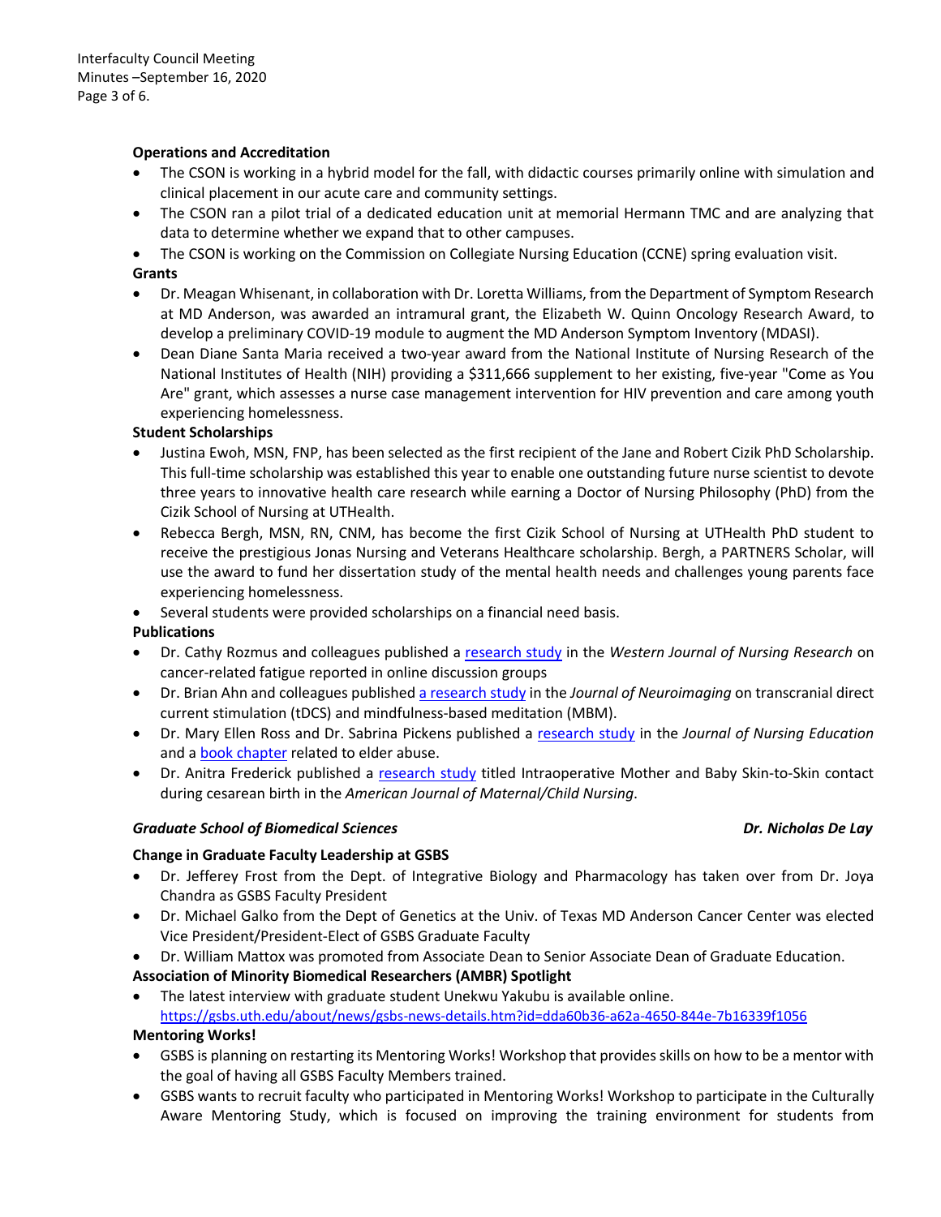**Operations and Accreditation**

- The CSON is working in a hybrid model for the fall, with didactic courses primarily online with simulation and clinical placement in our acute care and community settings.
- The CSON ran a pilot trial of a dedicated education unit at memorial Hermann TMC and are analyzing that data to determine whether we expand that to other campuses.
- The CSON is working on the Commission on Collegiate Nursing Education (CCNE) spring evaluation visit.

**Grants**

- Dr. Meagan Whisenant, in collaboration with Dr. Loretta Williams, from the Department of Symptom Research at MD Anderson, was awarded an intramural grant, the Elizabeth W. Quinn Oncology Research Award, to develop a preliminary COVID-19 module to augment the MD Anderson Symptom Inventory (MDASI).
- Dean Diane Santa Maria received a two-year award from the National Institute of Nursing Research of the National Institutes of Health (NIH) providing a $311,666 supplement to her existing, five-year "Come as You Are" grant, which assesses a nurse case management intervention for HIV prevention and care among youth experiencing homelessness.

**Student Scholarships**

- Justina Ewoh, MSN, FNP, has been selected as the first recipient of the Jane and Robert Cizik PhD Scholarship. This full-time scholarship was established this year to enable one outstanding future nurse scientist to devote three years to innovative health care research while earning a Doctor of Nursing Philosophy (PhD) from the Cizik School of Nursing at UTHealth.
- Rebecca Bergh, MSN, RN, CNM, has become the first Cizik School of Nursing at UTHealth PhD student to receive the prestigious Jonas Nursing and Veterans Healthcare scholarship. Bergh, a PARTNERS Scholar, will use the award to fund her dissertation study of the mental health needs and challenges young parents face experiencing homelessness.
- Several students were provided scholarships on a financial need basis.

**Publications**

- Dr. Cathy Rozmus and colleagues published a research study in the *Western Journal of Nursing Research* on cancer-related fatigue reported in online discussion groups
- Dr. Brian Ahn and colleagues published a research study in the *Journal of Neuroimaging* on transcranial direct current stimulation (tDCS) and mindfulness-based meditation (MBM).
- Dr. Mary Ellen Ross and Dr. Sabrina Pickens published a research study in the *Journal of Nursing Education* and a book chapter related to elder abuse.
- Dr. Anitra Frederick published a research study titled Intraoperative Mother and Baby Skin-to-Skin contact during cesarean birth in the *American Journal of Maternal/Child Nursing*.

***Graduate School of Biomedical Sciences*** ***Dr. Nicholas De Lay***

**Change in Graduate Faculty Leadership at GSBS**

- Dr. Jefferey Frost from the Dept. of Integrative Biology and Pharmacology has taken over from Dr. Joya Chandra as GSBS Faculty President
- Dr. Michael Galko from the Dept of Genetics at the Univ. of Texas MD Anderson Cancer Center was elected Vice President/President-Elect of GSBS Graduate Faculty
- Dr. William Mattox was promoted from Associate Dean to Senior Associate Dean of Graduate Education.

**Association of Minority Biomedical Researchers (AMBR) Spotlight**

- The latest interview with graduate student Unekwu Yakubu is available online. https://gsbs.uth.edu/about/news/gsbs-news-details.htm?id=dda60b36-a62a-4650-844e-7b16339f1056

**Mentoring Works!**

- GSBS is planning on restarting its Mentoring Works! Workshop that provides skills on how to be a mentor with the goal of having all GSBS Faculty Members trained.
- GSBS wants to recruit faculty who participated in Mentoring Works! Workshop to participate in the Culturally Aware Mentoring Study, which is focused on improving the training environment for students from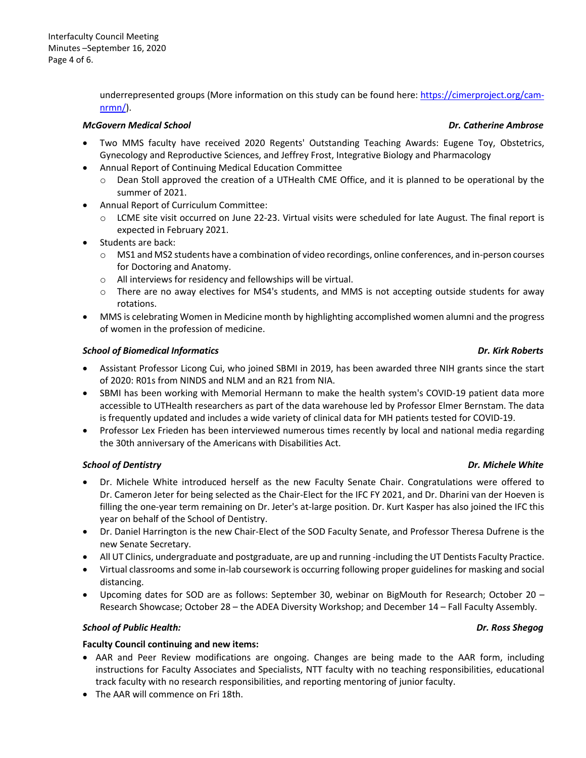underrepresented groups (More information on this study can be found here: [https://cimerproject.org/cam-nrmn/](https://cimerproject.org/cam-nrmn/)).

***McGovern Medical School*** — ***Dr. Catherine Ambrose***

- Two MMS faculty have received 2020 Regents' Outstanding Teaching Awards: Eugene Toy, Obstetrics, Gynecology and Reproductive Sciences, and Jeffrey Frost, Integrative Biology and Pharmacology
- Annual Report of Continuing Medical Education Committee
  - Dean Stoll approved the creation of a UTHealth CME Office, and it is planned to be operational by the summer of 2021.
- Annual Report of Curriculum Committee:
  - LCME site visit occurred on June 22-23. Virtual visits were scheduled for late August. The final report is expected in February 2021.
- Students are back:
  - MS1 and MS2 students have a combination of video recordings, online conferences, and in-person courses for Doctoring and Anatomy.
  - All interviews for residency and fellowships will be virtual.
  - There are no away electives for MS4's students, and MMS is not accepting outside students for away rotations.
- MMS is celebrating Women in Medicine month by highlighting accomplished women alumni and the progress of women in the profession of medicine.

***School of Biomedical Informatics*** — ***Dr. Kirk Roberts***

- Assistant Professor Licong Cui, who joined SBMI in 2019, has been awarded three NIH grants since the start of 2020: R01s from NINDS and NLM and an R21 from NIA.
- SBMI has been working with Memorial Hermann to make the health system's COVID-19 patient data more accessible to UTHealth researchers as part of the data warehouse led by Professor Elmer Bernstam. The data is frequently updated and includes a wide variety of clinical data for MH patients tested for COVID-19.
- Professor Lex Frieden has been interviewed numerous times recently by local and national media regarding the 30th anniversary of the Americans with Disabilities Act.

***School of Dentistry*** — ***Dr. Michele White***

- Dr. Michele White introduced herself as the new Faculty Senate Chair. Congratulations were offered to Dr. Cameron Jeter for being selected as the Chair-Elect for the IFC FY 2021, and Dr. Dharini van der Hoeven is filling the one-year term remaining on Dr. Jeter's at-large position. Dr. Kurt Kasper has also joined the IFC this year on behalf of the School of Dentistry.
- Dr. Daniel Harrington is the new Chair-Elect of the SOD Faculty Senate, and Professor Theresa Dufrene is the new Senate Secretary.
- All UT Clinics, undergraduate and postgraduate, are up and running -including the UT Dentists Faculty Practice.
- Virtual classrooms and some in-lab coursework is occurring following proper guidelines for masking and social distancing.
- Upcoming dates for SOD are as follows: September 30, webinar on BigMouth for Research; October 20 – Research Showcase; October 28 – the ADEA Diversity Workshop; and December 14 – Fall Faculty Assembly.

***School of Public Health:*** — ***Dr. Ross Shegog***

**Faculty Council continuing and new items:**

- AAR and Peer Review modifications are ongoing. Changes are being made to the AAR form, including instructions for Faculty Associates and Specialists, NTT faculty with no teaching responsibilities, educational track faculty with no research responsibilities, and reporting mentoring of junior faculty.
- The AAR will commence on Fri 18th.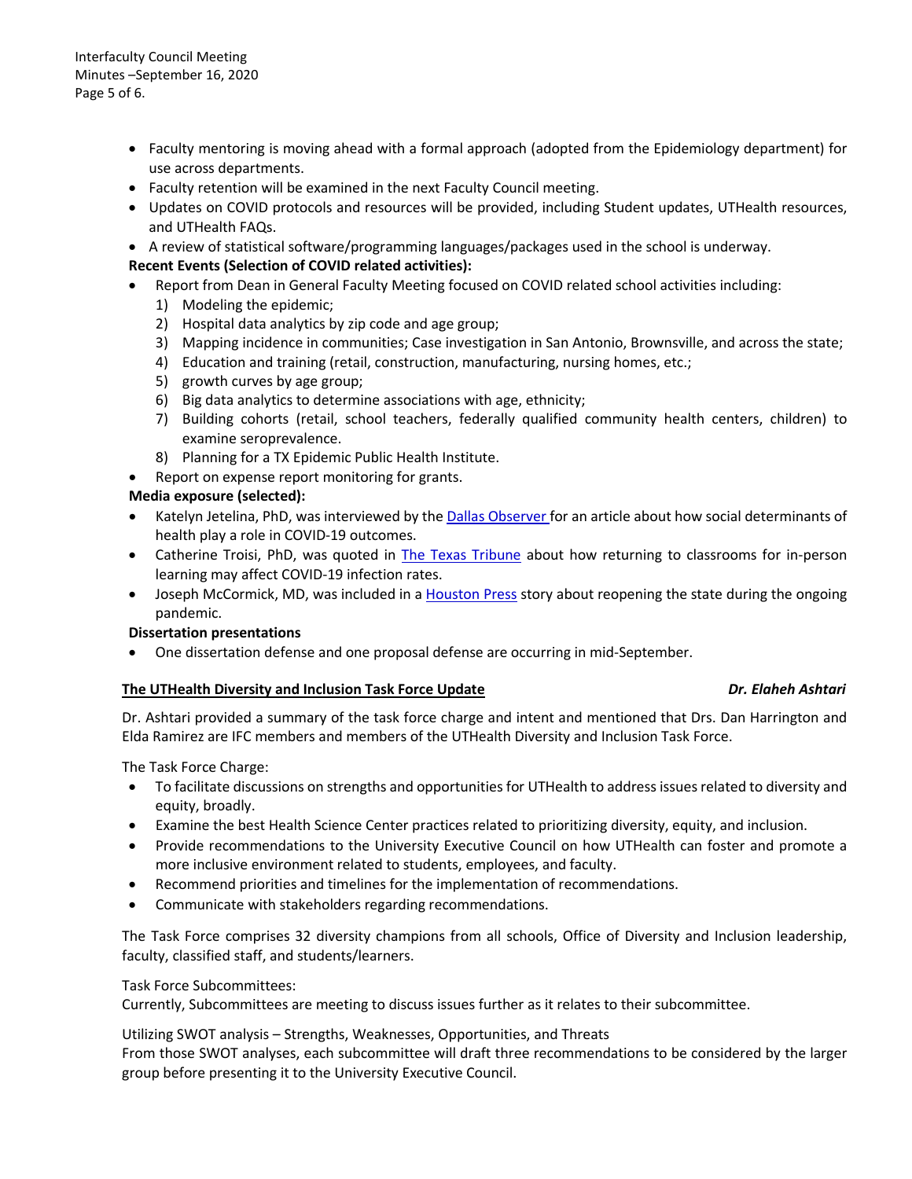- Faculty mentoring is moving ahead with a formal approach (adopted from the Epidemiology department) for use across departments.
- Faculty retention will be examined in the next Faculty Council meeting.
- Updates on COVID protocols and resources will be provided, including Student updates, UTHealth resources, and UTHealth FAQs.
- A review of statistical software/programming languages/packages used in the school is underway.

**Recent Events (Selection of COVID related activities):**

- Report from Dean in General Faculty Meeting focused on COVID related school activities including:
  1) Modeling the epidemic;
  2) Hospital data analytics by zip code and age group;
  3) Mapping incidence in communities; Case investigation in San Antonio, Brownsville, and across the state;
  4) Education and training (retail, construction, manufacturing, nursing homes, etc.;
  5) growth curves by age group;
  6) Big data analytics to determine associations with age, ethnicity;
  7) Building cohorts (retail, school teachers, federally qualified community health centers, children) to examine seroprevalence.
  8) Planning for a TX Epidemic Public Health Institute.
- Report on expense report monitoring for grants.

**Media exposure (selected):**

- Katelyn Jetelina, PhD, was interviewed by the Dallas Observer for an article about how social determinants of health play a role in COVID-19 outcomes.
- Catherine Troisi, PhD, was quoted in The Texas Tribune about how returning to classrooms for in-person learning may affect COVID-19 infection rates.
- Joseph McCormick, MD, was included in a Houston Press story about reopening the state during the ongoing pandemic.

**Dissertation presentations**

- One dissertation defense and one proposal defense are occurring in mid-September.

**The UTHealth Diversity and Inclusion Task Force Update** — ***Dr. Elaheh Ashtari***

Dr. Ashtari provided a summary of the task force charge and intent and mentioned that Drs. Dan Harrington and Elda Ramirez are IFC members and members of the UTHealth Diversity and Inclusion Task Force.

The Task Force Charge:

- To facilitate discussions on strengths and opportunities for UTHealth to address issues related to diversity and equity, broadly.
- Examine the best Health Science Center practices related to prioritizing diversity, equity, and inclusion.
- Provide recommendations to the University Executive Council on how UTHealth can foster and promote a more inclusive environment related to students, employees, and faculty.
- Recommend priorities and timelines for the implementation of recommendations.
- Communicate with stakeholders regarding recommendations.

The Task Force comprises 32 diversity champions from all schools, Office of Diversity and Inclusion leadership, faculty, classified staff, and students/learners.

Task Force Subcommittees:
Currently, Subcommittees are meeting to discuss issues further as it relates to their subcommittee.

Utilizing SWOT analysis – Strengths, Weaknesses, Opportunities, and Threats
From those SWOT analyses, each subcommittee will draft three recommendations to be considered by the larger group before presenting it to the University Executive Council.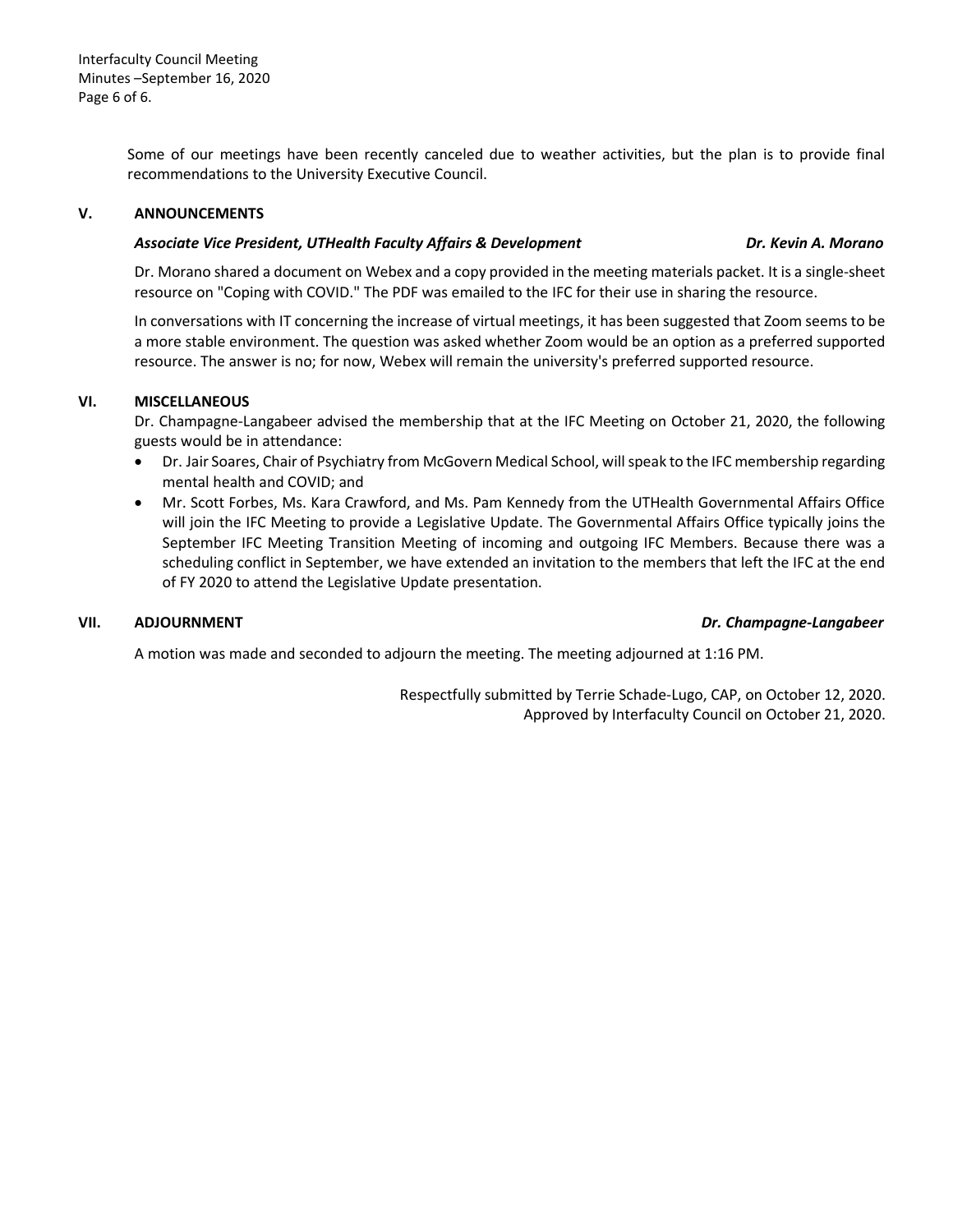Some of our meetings have been recently canceled due to weather activities, but the plan is to provide final recommendations to the University Executive Council.

## V. ANNOUNCEMENTS

***Associate Vice President, UTHealth Faculty Affairs & Development*** ***Dr. Kevin A. Morano***

Dr. Morano shared a document on Webex and a copy provided in the meeting materials packet. It is a single-sheet resource on "Coping with COVID." The PDF was emailed to the IFC for their use in sharing the resource.

In conversations with IT concerning the increase of virtual meetings, it has been suggested that Zoom seems to be a more stable environment. The question was asked whether Zoom would be an option as a preferred supported resource. The answer is no; for now, Webex will remain the university's preferred supported resource.

## VI. MISCELLANEOUS

Dr. Champagne-Langabeer advised the membership that at the IFC Meeting on October 21, 2020, the following guests would be in attendance:

- Dr. Jair Soares, Chair of Psychiatry from McGovern Medical School, will speak to the IFC membership regarding mental health and COVID; and
- Mr. Scott Forbes, Ms. Kara Crawford, and Ms. Pam Kennedy from the UTHealth Governmental Affairs Office will join the IFC Meeting to provide a Legislative Update. The Governmental Affairs Office typically joins the September IFC Meeting Transition Meeting of incoming and outgoing IFC Members. Because there was a scheduling conflict in September, we have extended an invitation to the members that left the IFC at the end of FY 2020 to attend the Legislative Update presentation.

## VII. ADJOURNMENT ***Dr. Champagne-Langabeer***

A motion was made and seconded to adjourn the meeting. The meeting adjourned at 1:16 PM.

Respectfully submitted by Terrie Schade-Lugo, CAP, on October 12, 2020.
Approved by Interfaculty Council on October 21, 2020.